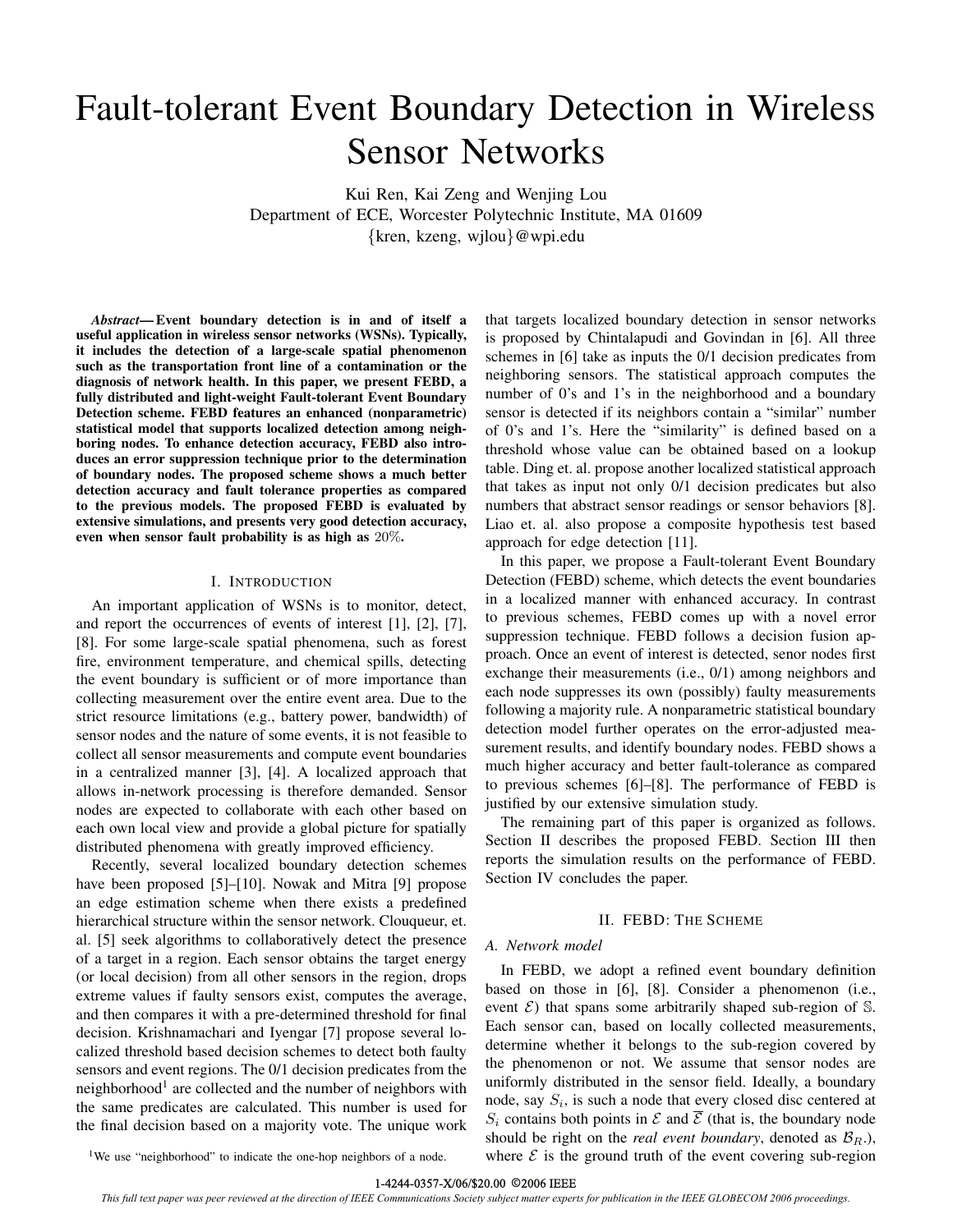# Fault-tolerant Event Boundary Detection in Wireless Sensor Networks

Kui Ren, Kai Zeng and Wenjing Lou
Department of ECE, Worcester Polytechnic Institute, MA 01609
{kren, kzeng, wjlou}@wpi.edu

***Abstract*— Event boundary detection is in and of itself a useful application in wireless sensor networks (WSNs). Typically, it includes the detection of a large-scale spatial phenomenon such as the transportation front line of a contamination or the diagnosis of network health. In this paper, we present FEBD, a fully distributed and light-weight Fault-tolerant Event Boundary Detection scheme. FEBD features an enhanced (nonparametric) statistical model that supports localized detection among neighboring nodes. To enhance detection accuracy, FEBD also introduces an error suppression technique prior to the determination of boundary nodes. The proposed scheme shows a much better detection accuracy and fault tolerance properties as compared to the previous models. The proposed FEBD is evaluated by extensive simulations, and presents very good detection accuracy, even when sensor fault probability is as high as $20\%$.**

## I. Introduction

An important application of WSNs is to monitor, detect, and report the occurrences of events of interest [1], [2], [7], [8]. For some large-scale spatial phenomena, such as forest fire, environment temperature, and chemical spills, detecting the event boundary is sufficient or of more importance than collecting measurement over the entire event area. Due to the strict resource limitations (e.g., battery power, bandwidth) of sensor nodes and the nature of some events, it is not feasible to collect all sensor measurements and compute event boundaries in a centralized manner [3], [4]. A localized approach that allows in-network processing is therefore demanded. Sensor nodes are expected to collaborate with each other based on each own local view and provide a global picture for spatially distributed phenomena with greatly improved efficiency.

Recently, several localized boundary detection schemes have been proposed [5]–[10]. Nowak and Mitra [9] propose an edge estimation scheme when there exists a predefined hierarchical structure within the sensor network. Clouqueur, et. al. [5] seek algorithms to collaboratively detect the presence of a target in a region. Each sensor obtains the target energy (or local decision) from all other sensors in the region, drops extreme values if faulty sensors exist, computes the average, and then compares it with a pre-determined threshold for final decision. Krishnamachari and Iyengar [7] propose several localized threshold based decision schemes to detect both faulty sensors and event regions. The 0/1 decision predicates from the neighborhood[1] are collected and the number of neighbors with the same predicates are calculated. This number is used for the final decision based on a majority vote. The unique work that targets localized boundary detection in sensor networks is proposed by Chintalapudi and Govindan in [6]. All three schemes in [6] take as inputs the 0/1 decision predicates from neighboring sensors. The statistical approach computes the number of 0's and 1's in the neighborhood and a boundary sensor is detected if its neighbors contain a "similar" number of 0's and 1's. Here the "similarity" is defined based on a threshold whose value can be obtained based on a lookup table. Ding et. al. propose another localized statistical approach that takes as input not only 0/1 decision predicates but also numbers that abstract sensor readings or sensor behaviors [8]. Liao et. al. also propose a composite hypothesis test based approach for edge detection [11].

[1] We use "neighborhood" to indicate the one-hop neighbors of a node.

In this paper, we propose a Fault-tolerant Event Boundary Detection (FEBD) scheme, which detects the event boundaries in a localized manner with enhanced accuracy. In contrast to previous schemes, FEBD comes up with a novel error suppression technique. FEBD follows a decision fusion approach. Once an event of interest is detected, senor nodes first exchange their measurements (i.e., 0/1) among neighbors and each node suppresses its own (possibly) faulty measurements following a majority rule. A nonparametric statistical boundary detection model further operates on the error-adjusted measurement results, and identify boundary nodes. FEBD shows a much higher accuracy and better fault-tolerance as compared to previous schemes [6]–[8]. The performance of FEBD is justified by our extensive simulation study.

The remaining part of this paper is organized as follows. Section II describes the proposed FEBD. Section III then reports the simulation results on the performance of FEBD. Section IV concludes the paper.

## II. FEBD: The Scheme

### A. Network model

In FEBD, we adopt a refined event boundary definition based on those in [6], [8]. Consider a phenomenon (i.e., event $\mathcal{E}$) that spans some arbitrarily shaped sub-region of $\mathbb{S}$. Each sensor can, based on locally collected measurements, determine whether it belongs to the sub-region covered by the phenomenon or not. We assume that sensor nodes are uniformly distributed in the sensor field. Ideally, a boundary node, say $S_i$, is such a node that every closed disc centered at $S_i$ contains both points in $\mathcal{E}$ and $\overline{\mathcal{E}}$ (that is, the boundary node should be right on the *real event boundary*, denoted as $\mathcal{B}_R$.), where $\mathcal{E}$ is the ground truth of the event covering sub-region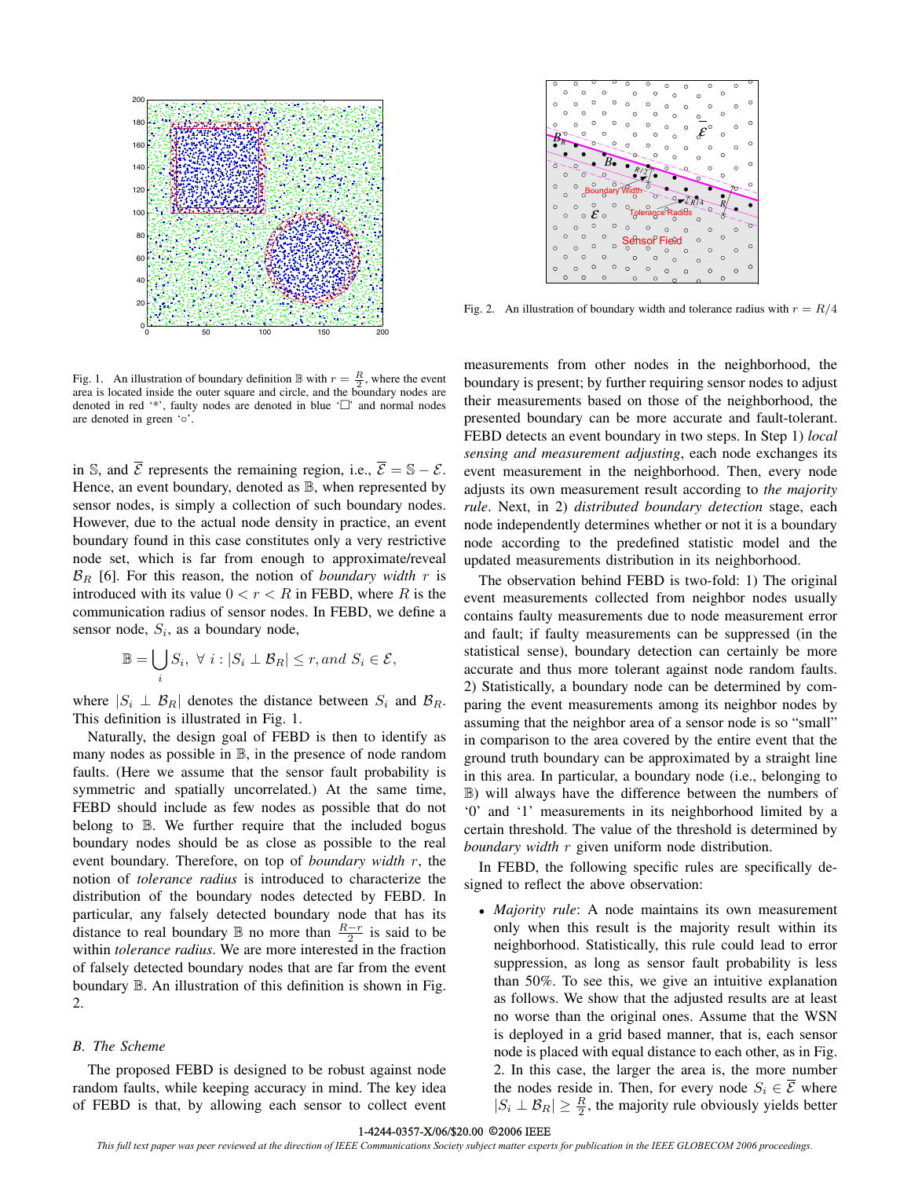Fig. 1. An illustration of boundary definition $\mathbb{B}$ with $r = \frac{R}{2}$, where the event area is located inside the outer square and circle, and the boundary nodes are denoted in red '*', faulty nodes are denoted in blue '□' and normal nodes are denoted in green '○'.

Fig. 2. An illustration of boundary width and tolerance radius with $r = R/4$

in $\mathbb{S}$, and $\overline{\mathcal{E}}$ represents the remaining region, i.e., $\overline{\mathcal{E}} = \mathbb{S} - \mathcal{E}$. Hence, an event boundary, denoted as $\mathbb{B}$, when represented by sensor nodes, is simply a collection of such boundary nodes. However, due to the actual node density in practice, an event boundary found in this case constitutes only a very restrictive node set, which is far from enough to approximate/reveal $\mathcal{B}_R$ [6]. For this reason, the notion of *boundary width* $r$ is introduced with its value $0 < r < R$ in FEBD, where $R$ is the communication radius of sensor nodes. In FEBD, we define a sensor node, $S_i$, as a boundary node,

$$\mathbb{B} = \bigcup_i S_i,\ \forall\ i : |S_i \perp \mathcal{B}_R| \leq r, and\ S_i \in \mathcal{E},$$

where $|S_i \perp \mathcal{B}_R|$ denotes the distance between $S_i$ and $\mathcal{B}_R$. This definition is illustrated in Fig. 1.

Naturally, the design goal of FEBD is then to identify as many nodes as possible in $\mathbb{B}$, in the presence of node random faults. (Here we assume that the sensor fault probability is symmetric and spatially uncorrelated.) At the same time, FEBD should include as few nodes as possible that do not belong to $\mathbb{B}$. We further require that the included bogus boundary nodes should be as close as possible to the real event boundary. Therefore, on top of *boundary width* $r$, the notion of *tolerance radius* is introduced to characterize the distribution of the boundary nodes detected by FEBD. In particular, any falsely detected boundary node that has its distance to real boundary $\mathbb{B}$ no more than $\frac{R-r}{2}$ is said to be within *tolerance radius*. We are more interested in the fraction of falsely detected boundary nodes that are far from the event boundary $\mathbb{B}$. An illustration of this definition is shown in Fig. 2.

### B. The Scheme

The proposed FEBD is designed to be robust against node random faults, while keeping accuracy in mind. The key idea of FEBD is that, by allowing each sensor to collect event measurements from other nodes in the neighborhood, the boundary is present; by further requiring sensor nodes to adjust their measurements based on those of the neighborhood, the presented boundary can be more accurate and fault-tolerant. FEBD detects an event boundary in two steps. In Step 1) *local sensing and measurement adjusting*, each node exchanges its event measurement in the neighborhood. Then, every node adjusts its own measurement result according to *the majority rule*. Next, in 2) *distributed boundary detection* stage, each node independently determines whether or not it is a boundary node according to the predefined statistic model and the updated measurements distribution in its neighborhood.

The observation behind FEBD is two-fold: 1) The original event measurements collected from neighbor nodes usually contains faulty measurements due to node measurement error and fault; if faulty measurements can be suppressed (in the statistical sense), boundary detection can certainly be more accurate and thus more tolerant against node random faults. 2) Statistically, a boundary node can be determined by comparing the event measurements among its neighbor nodes by assuming that the neighbor area of a sensor node is so "small" in comparison to the area covered by the entire event that the ground truth boundary can be approximated by a straight line in this area. In particular, a boundary node (i.e., belonging to $\mathbb{B}$) will always have the difference between the numbers of '0' and '1' measurements in its neighborhood limited by a certain threshold. The value of the threshold is determined by *boundary width* $r$ given uniform node distribution.

In FEBD, the following specific rules are specifically designed to reflect the above observation:

- *Majority rule*: A node maintains its own measurement only when this result is the majority result within its neighborhood. Statistically, this rule could lead to error suppression, as long as sensor fault probability is less than 50%. To see this, we give an intuitive explanation as follows. We show that the adjusted results are at least no worse than the original ones. Assume that the WSN is deployed in a grid based manner, that is, each sensor node is placed with equal distance to each other, as in Fig. 2. In this case, the larger the area is, the more number the nodes reside in. Then, for every node $S_i \in \overline{\mathcal{E}}$ where $|S_i \perp \mathcal{B}_R| \geq \frac{R}{2}$, the majority rule obviously yields better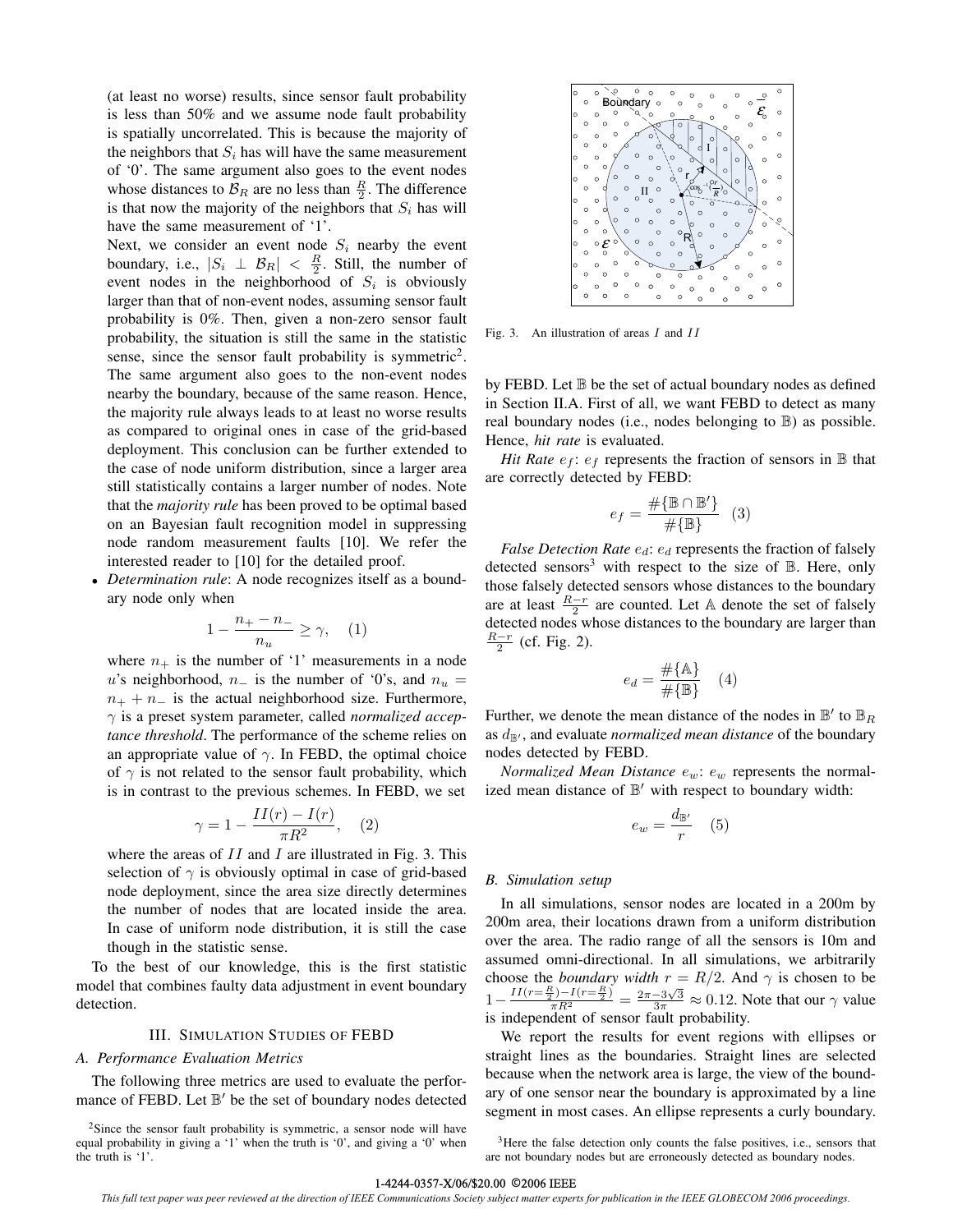(at least no worse) results, since sensor fault probability is less than 50% and we assume node fault probability is spatially uncorrelated. This is because the majority of the neighbors that $S_i$ has will have the same measurement of '0'. The same argument also goes to the event nodes whose distances to $\mathcal{B}_R$ are no less than $\frac{R}{2}$. The difference is that now the majority of the neighbors that $S_i$ has will have the same measurement of '1'.

Next, we consider an event node $S_i$ nearby the event boundary, i.e., $|S_i \perp \mathcal{B}_R| < \frac{R}{2}$. Still, the number of event nodes in the neighborhood of $S_i$ is obviously larger than that of non-event nodes, assuming sensor fault probability is 0%. Then, given a non-zero sensor fault probability, the situation is still the same in the statistic sense, since the sensor fault probability is symmetric[2]. The same argument also goes to the non-event nodes nearby the boundary, because of the same reason. Hence, the majority rule always leads to at least no worse results as compared to original ones in case of the grid-based deployment. This conclusion can be further extended to the case of node uniform distribution, since a larger area still statistically contains a larger number of nodes. Note that the *majority rule* has been proved to be optimal based on an Bayesian fault recognition model in suppressing node random measurement faults [10]. We refer the interested reader to [10] for the detailed proof.

- *Determination rule*: A node recognizes itself as a boundary node only when

$$1 - \frac{n_+ - n_-}{n_u} \geq \gamma, \quad (1)$$

where $n_+$ is the number of '1' measurements in a node $u$'s neighborhood, $n_-$ is the number of '0's, and $n_u = n_+ + n_-$ is the actual neighborhood size. Furthermore, $\gamma$ is a preset system parameter, called *normalized acceptance threshold*. The performance of the scheme relies on an appropriate value of $\gamma$. In FEBD, the optimal choice of $\gamma$ is not related to the sensor fault probability, which is in contrast to the previous schemes. In FEBD, we set

$$\gamma = 1 - \frac{II(r) - I(r)}{\pi R^2}, \quad (2)$$

where the areas of $II$ and $I$ are illustrated in Fig. 3. This selection of $\gamma$ is obviously optimal in case of grid-based node deployment, since the area size directly determines the number of nodes that are located inside the area. In case of uniform node distribution, it is still the case though in the statistic sense.

To the best of our knowledge, this is the first statistic model that combines faulty data adjustment in event boundary detection.

## III. Simulation Studies of FEBD

### A. Performance Evaluation Metrics

The following three metrics are used to evaluate the performance of FEBD. Let $\mathbb{B}'$ be the set of boundary nodes detected by FEBD. Let $\mathbb{B}$ be the set of actual boundary nodes as defined in Section II.A. First of all, we want FEBD to detect as many real boundary nodes (i.e., nodes belonging to $\mathbb{B}$) as possible. Hence, *hit rate* is evaluated.

*Hit Rate* $e_f$: $e_f$ represents the fraction of sensors in $\mathbb{B}$ that are correctly detected by FEBD:

$$e_f = \frac{\#\{\mathbb{B} \cap \mathbb{B}'\}}{\#\{\mathbb{B}\}} \quad (3)$$

*False Detection Rate* $e_d$: $e_d$ represents the fraction of falsely detected sensors[3] with respect to the size of $\mathbb{B}$. Here, only those falsely detected sensors whose distances to the boundary are at least $\frac{R-r}{2}$ are counted. Let $\mathbb{A}$ denote the set of falsely detected nodes whose distances to the boundary are larger than $\frac{R-r}{2}$ (cf. Fig. 2).

$$e_d = \frac{\#\{\mathbb{A}\}}{\#\{\mathbb{B}\}} \quad (4)$$

Further, we denote the mean distance of the nodes in $\mathbb{B}'$ to $\mathbb{B}_R$ as $d_{\mathbb{B}'}$, and evaluate *normalized mean distance* of the boundary nodes detected by FEBD.

*Normalized Mean Distance* $e_w$: $e_w$ represents the normalized mean distance of $\mathbb{B}'$ with respect to boundary width:

$$e_w = \frac{d_{\mathbb{B}'}}{r} \quad (5)$$

Fig. 3. An illustration of areas $I$ and $II$

### B. Simulation setup

In all simulations, sensor nodes are located in a 200m by 200m area, their locations drawn from a uniform distribution over the area. The radio range of all the sensors is 10m and assumed omni-directional. In all simulations, we arbitrarily choose the *boundary width* $r = R/2$. And $\gamma$ is chosen to be $1 - \frac{II(r=\frac{R}{2}) - I(r=\frac{R}{2})}{\pi R^2} = \frac{2\pi - 3\sqrt{3}}{3\pi} \approx 0.12$. Note that our $\gamma$ value is independent of sensor fault probability.

We report the results for event regions with ellipses or straight lines as the boundaries. Straight lines are selected because when the network area is large, the view of the boundary of one sensor near the boundary is approximated by a line segment in most cases. An ellipse represents a curly boundary.

[2] Since the sensor fault probability is symmetric, a sensor node will have equal probability in giving a '1' when the truth is '0', and giving a '0' when the truth is '1'.

[3] Here the false detection only counts the false positives, i.e., sensors that are not boundary nodes but are erroneously detected as boundary nodes.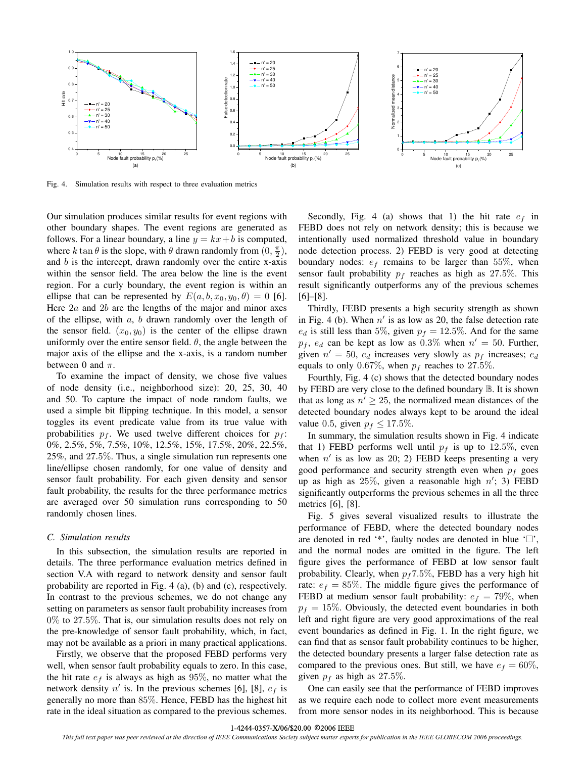Fig. 4. Simulation results with respect to three evaluation metrics

Our simulation produces similar results for event regions with other boundary shapes. The event regions are generated as follows. For a linear boundary, a line $y = kx + b$ is computed, where $k \tan\theta$ is the slope, with $\theta$ drawn randomly from $(0, \frac{\pi}{2})$, and $b$ is the intercept, drawn randomly over the entire x-axis within the sensor field. The area below the line is the event region. For a curly boundary, the event region is within an ellipse that can be represented by $E(a, b, x_0, y_0, \theta) = 0$ [6]. Here $2a$ and $2b$ are the lengths of the major and minor axes of the ellipse, with $a$, $b$ drawn randomly over the length of the sensor field. $(x_0, y_0)$ is the center of the ellipse drawn uniformly over the entire sensor field. $\theta$, the angle between the major axis of the ellipse and the x-axis, is a random number between 0 and $\pi$.

To examine the impact of density, we chose five values of node density (i.e., neighborhood size): 20, 25, 30, 40 and 50. To capture the impact of node random faults, we used a simple bit flipping technique. In this model, a sensor toggles its event predicate value from its true value with probabilities $p_f$. We used twelve different choices for $p_f$: 0%, 2.5%, 5%, 7.5%, 10%, 12.5%, 15%, 17.5%, 20%, 22.5%, 25%, and 27.5%. Thus, a single simulation run represents one line/ellipse chosen randomly, for one value of density and sensor fault probability. For each given density and sensor fault probability, the results for the three performance metrics are averaged over 50 simulation runs corresponding to 50 randomly chosen lines.

### C. Simulation results

In this subsection, the simulation results are reported in details. The three performance evaluation metrics defined in section V.A with regard to network density and sensor fault probability are reported in Fig. 4 (a), (b) and (c), respectively. In contrast to the previous schemes, we do not change any setting on parameters as sensor fault probability increases from 0% to 27.5%. That is, our simulation results does not rely on the pre-knowledge of sensor fault probability, which, in fact, may not be available as a priori in many practical applications.

Firstly, we observe that the proposed FEBD performs very well, when sensor fault probability equals to zero. In this case, the hit rate $e_f$ is always as high as 95%, no matter what the network density $n'$ is. In the previous schemes [6], [8], $e_f$ is generally no more than 85%. Hence, FEBD has the highest hit rate in the ideal situation as compared to the previous schemes.

Secondly, Fig. 4 (a) shows that 1) the hit rate $e_f$ in FEBD does not rely on network density; this is because we intentionally used normalized threshold value in boundary node detection process. 2) FEBD is very good at detecting boundary nodes: $e_f$ remains to be larger than 55%, when sensor fault probability $p_f$ reaches as high as 27.5%. This result significantly outperforms any of the previous schemes [6]–[8].

Thirdly, FEBD presents a high security strength as shown in Fig. 4 (b). When $n'$ is as low as 20, the false detection rate $e_d$ is still less than 5%, given $p_f = 12.5\%$. And for the same $p_f$, $e_d$ can be kept as low as 0.3% when $n' = 50$. Further, given $n' = 50$, $e_d$ increases very slowly as $p_f$ increases; $e_d$ equals to only 0.67%, when $p_f$ reaches to 27.5%.

Fourthly, Fig. 4 (c) shows that the detected boundary nodes by FEBD are very close to the defined boundary $\mathbb{B}$. It is shown that as long as $n' \geq 25$, the normalized mean distances of the detected boundary nodes always kept to be around the ideal value 0.5, given $p_f \leq 17.5\%$.

In summary, the simulation results shown in Fig. 4 indicate that 1) FEBD performs well until $p_f$ is up to 12.5%, even when $n'$ is as low as 20; 2) FEBD keeps presenting a very good performance and security strength even when $p_f$ goes up as high as 25%, given a reasonable high $n'$; 3) FEBD significantly outperforms the previous schemes in all the three metrics [6], [8].

Fig. 5 gives several visualized results to illustrate the performance of FEBD, where the detected boundary nodes are denoted in red '*', faulty nodes are denoted in blue '□', and the normal nodes are omitted in the figure. The left figure gives the performance of FEBD at low sensor fault probability. Clearly, when $p_f 7.5\%$, FEBD has a very high hit rate: $e_f = 85\%$. The middle figure gives the performance of FEBD at medium sensor fault probability: $e_f = 79\%$, when $p_f = 15\%$. Obviously, the detected event boundaries in both left and right figure are very good approximations of the real event boundaries as defined in Fig. 1. In the right figure, we can find that as sensor fault probability continues to be higher, the detected boundary presents a larger false detection rate as compared to the previous ones. But still, we have $e_f = 60\%$, given $p_f$ as high as 27.5%.

One can easily see that the performance of FEBD improves as we require each node to collect more event measurements from more sensor nodes in its neighborhood. This is because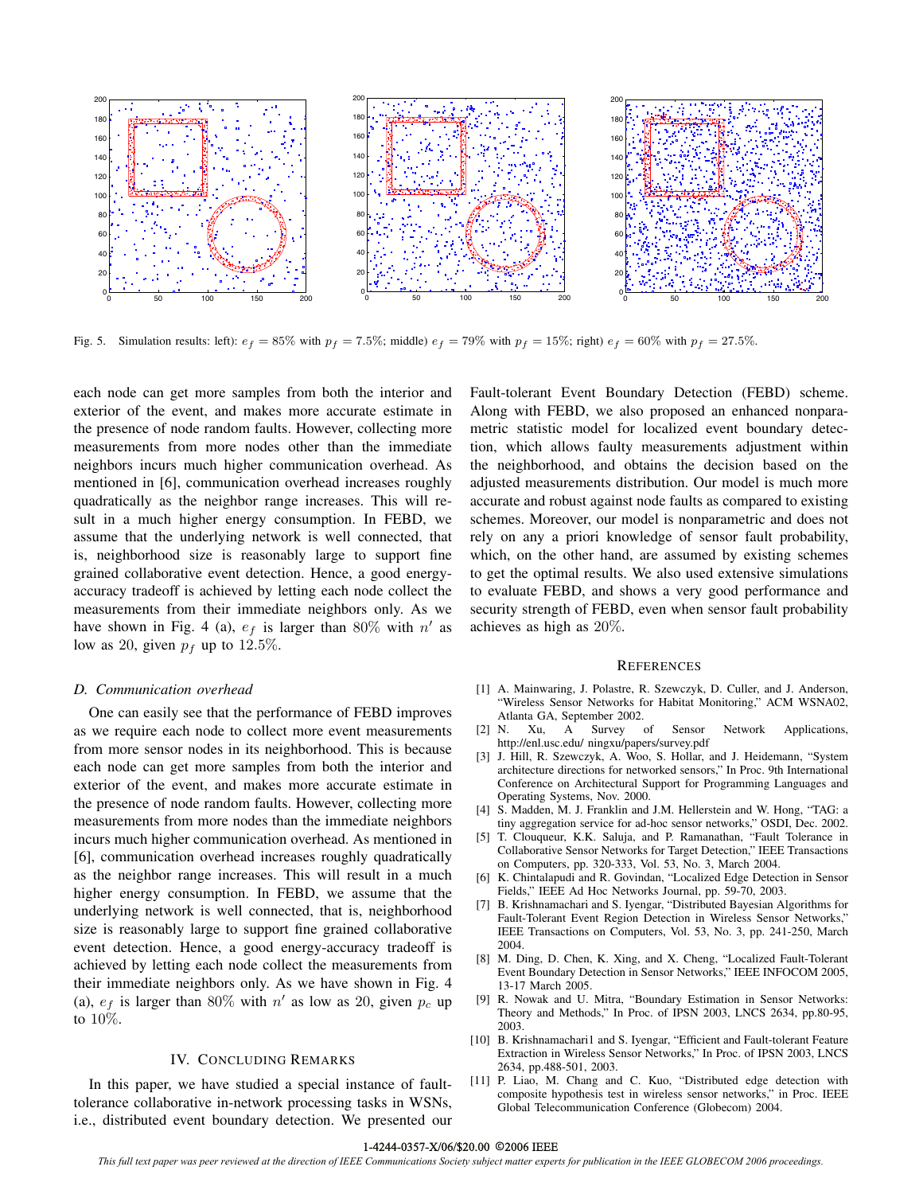200
180
160
140
120
100
80
60
40
20
0
0 50 100 150 200

200
180
160
140
120
100
80
60
40
20
0
0 50 100 150 200

200
180
160
140
120
100
80
60
40
20
0
0 50 100 150 200

Fig. 5. Simulation results: left): $e_f = 85\%$ with $p_f = 7.5\%$; middle) $e_f = 79\%$ with $p_f = 15\%$; right) $e_f = 60\%$ with $p_f = 27.5\%$.

each node can get more samples from both the interior and exterior of the event, and makes more accurate estimate in the presence of node random faults. However, collecting more measurements from more nodes other than the immediate neighbors incurs much higher communication overhead. As mentioned in [6], communication overhead increases roughly quadratically as the neighbor range increases. This will result in a much higher energy consumption. In FEBD, we assume that the underlying network is well connected, that is, neighborhood size is reasonably large to support fine grained collaborative event detection. Hence, a good energy-accuracy tradeoff is achieved by letting each node collect the measurements from their immediate neighbors only. As we have shown in Fig. 4 (a), $e_f$ is larger than $80\%$ with $n'$ as low as 20, given $p_f$ up to $12.5\%$.

### *D. Communication overhead*

One can easily see that the performance of FEBD improves as we require each node to collect more event measurements from more sensor nodes in its neighborhood. This is because each node can get more samples from both the interior and exterior of the event, and makes more accurate estimate in the presence of node random faults. However, collecting more measurements from more nodes than the immediate neighbors incurs much higher communication overhead. As mentioned in [6], communication overhead increases roughly quadratically as the neighbor range increases. This will result in a much higher energy consumption. In FEBD, we assume that the underlying network is well connected, that is, neighborhood size is reasonably large to support fine grained collaborative event detection. Hence, a good energy-accuracy tradeoff is achieved by letting each node collect the measurements from their immediate neighbors only. As we have shown in Fig. 4 (a), $e_f$ is larger than $80\%$ with $n'$ as low as 20, given $p_c$ up to $10\%$.

## IV. Concluding Remarks

In this paper, we have studied a special instance of fault-tolerance collaborative in-network processing tasks in WSNs, i.e., distributed event boundary detection. We presented our Fault-tolerant Event Boundary Detection (FEBD) scheme. Along with FEBD, we also proposed an enhanced nonparametric statistic model for localized event boundary detection, which allows faulty measurements adjustment within the neighborhood, and obtains the decision based on the adjusted measurements distribution. Our model is much more accurate and robust against node faults as compared to existing schemes. Moreover, our model is nonparametric and does not rely on any a priori knowledge of sensor fault probability, which, on the other hand, are assumed by existing schemes to get the optimal results. We also used extensive simulations to evaluate FEBD, and shows a very good performance and security strength of FEBD, even when sensor fault probability achieves as high as $20\%$.

## References

[1] A. Mainwaring, J. Polastre, R. Szewczyk, D. Culler, and J. Anderson, "Wireless Sensor Networks for Habitat Monitoring," ACM WSNA02, Atlanta GA, September 2002.

[2] N. Xu, A Survey of Sensor Network Applications, http://enl.usc.edu/ ningxu/papers/survey.pdf

[3] J. Hill, R. Szewczyk, A. Woo, S. Hollar, and J. Heidemann, "System architecture directions for networked sensors," In Proc. 9th International Conference on Architectural Support for Programming Languages and Operating Systems, Nov. 2000.

[4] S. Madden, M. J. Franklin and J.M. Hellerstein and W. Hong, "TAG: a tiny aggregation service for ad-hoc sensor networks," OSDI, Dec. 2002.

[5] T. Clouqueur, K.K. Saluja, and P. Ramanathan, "Fault Tolerance in Collaborative Sensor Networks for Target Detection," IEEE Transactions on Computers, pp. 320-333, Vol. 53, No. 3, March 2004.

[6] K. Chintalapudi and R. Govindan, "Localized Edge Detection in Sensor Fields," IEEE Ad Hoc Networks Journal, pp. 59-70, 2003.

[7] B. Krishnamachari and S. Iyengar, "Distributed Bayesian Algorithms for Fault-Tolerant Event Region Detection in Wireless Sensor Networks," IEEE Transactions on Computers, Vol. 53, No. 3, pp. 241-250, March 2004.

[8] M. Ding, D. Chen, K. Xing, and X. Cheng, "Localized Fault-Tolerant Event Boundary Detection in Sensor Networks," IEEE INFOCOM 2005, 13-17 March 2005.

[9] R. Nowak and U. Mitra, "Boundary Estimation in Sensor Networks: Theory and Methods," In Proc. of IPSN 2003, LNCS 2634, pp.80-95, 2003.

[10] B. Krishnamachari1 and S. Iyengar, "Efficient and Fault-tolerant Feature Extraction in Wireless Sensor Networks," In Proc. of IPSN 2003, LNCS 2634, pp.488-501, 2003.

[11] P. Liao, M. Chang and C. Kuo, "Distributed edge detection with composite hypothesis test in wireless sensor networks," in Proc. IEEE Global Telecommunication Conference (Globecom) 2004.